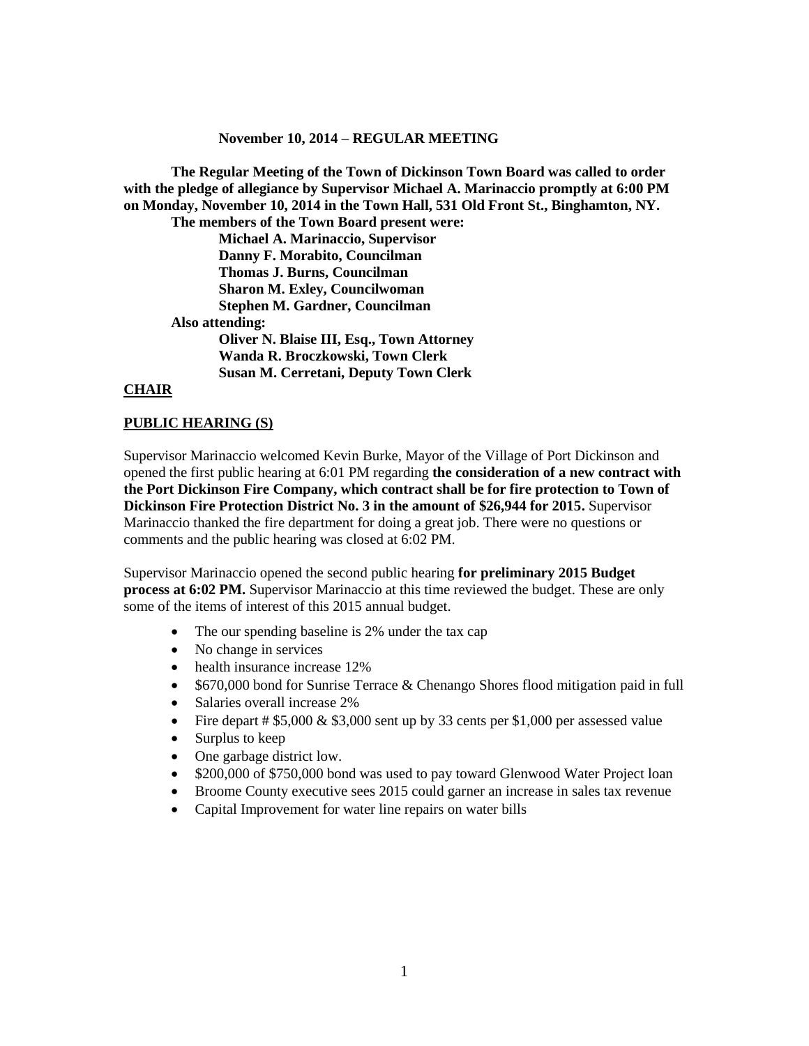**November 10, 2014 – REGULAR MEETING**

**The Regular Meeting of the Town of Dickinson Town Board was called to order with the pledge of allegiance by Supervisor Michael A. Marinaccio promptly at 6:00 PM on Monday, November 10, 2014 in the Town Hall, 531 Old Front St., Binghamton, NY.**

**The members of the Town Board present were:**

**Michael A. Marinaccio, Supervisor**
**Danny F. Morabito, Councilman**
**Thomas J. Burns, Councilman**
**Sharon M. Exley, Councilwoman**
**Stephen M. Gardner, Councilman**

**Also attending:**

**Oliver N. Blaise III, Esq., Town Attorney**
**Wanda R. Broczkowski, Town Clerk**
**Susan M. Cerretani, Deputy Town Clerk**

**CHAIR**

**PUBLIC HEARING (S)**

Supervisor Marinaccio welcomed Kevin Burke, Mayor of the Village of Port Dickinson and opened the first public hearing at 6:01 PM regarding **the consideration of a new contract with the Port Dickinson Fire Company, which contract shall be for fire protection to Town of Dickinson Fire Protection District No. 3 in the amount of $26,944 for 2015.** Supervisor Marinaccio thanked the fire department for doing a great job. There were no questions or comments and the public hearing was closed at 6:02 PM.

Supervisor Marinaccio opened the second public hearing **for preliminary 2015 Budget process at 6:02 PM.** Supervisor Marinaccio at this time reviewed the budget. These are only some of the items of interest of this 2015 annual budget.

- The our spending baseline is 2% under the tax cap
- No change in services
- health insurance increase 12%
- $670,000 bond for Sunrise Terrace & Chenango Shores flood mitigation paid in full
- Salaries overall increase 2%
- Fire depart # $5,000 & $3,000 sent up by 33 cents per $1,000 per assessed value
- Surplus to keep
- One garbage district low.
- $200,000 of $750,000 bond was used to pay toward Glenwood Water Project loan
- Broome County executive sees 2015 could garner an increase in sales tax revenue
- Capital Improvement for water line repairs on water bills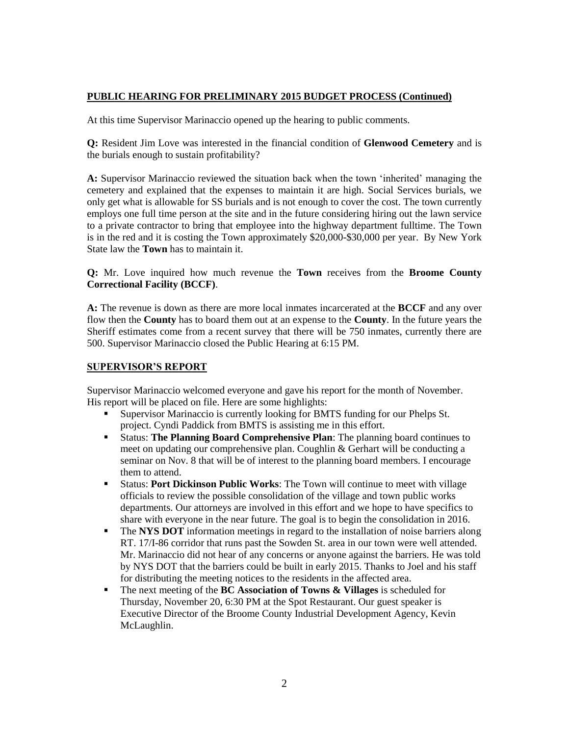**PUBLIC HEARING FOR PRELIMINARY 2015 BUDGET PROCESS (Continued)**

At this time Supervisor Marinaccio opened up the hearing to public comments.

**Q:** Resident Jim Love was interested in the financial condition of **Glenwood Cemetery** and is the burials enough to sustain profitability?

**A:** Supervisor Marinaccio reviewed the situation back when the town 'inherited' managing the cemetery and explained that the expenses to maintain it are high. Social Services burials, we only get what is allowable for SS burials and is not enough to cover the cost. The town currently employs one full time person at the site and in the future considering hiring out the lawn service to a private contractor to bring that employee into the highway department fulltime. The Town is in the red and it is costing the Town approximately $20,000-$30,000 per year. By New York State law the **Town** has to maintain it.

**Q:** Mr. Love inquired how much revenue the **Town** receives from the **Broome County Correctional Facility (BCCF)**.

**A:** The revenue is down as there are more local inmates incarcerated at the **BCCF** and any over flow then the **County** has to board them out at an expense to the **County**. In the future years the Sheriff estimates come from a recent survey that there will be 750 inmates, currently there are 500. Supervisor Marinaccio closed the Public Hearing at 6:15 PM.

**SUPERVISOR'S REPORT**

Supervisor Marinaccio welcomed everyone and gave his report for the month of November. His report will be placed on file. Here are some highlights:

- Supervisor Marinaccio is currently looking for BMTS funding for our Phelps St. project. Cyndi Paddick from BMTS is assisting me in this effort.
- Status: **The Planning Board Comprehensive Plan**: The planning board continues to meet on updating our comprehensive plan. Coughlin & Gerhart will be conducting a seminar on Nov. 8 that will be of interest to the planning board members. I encourage them to attend.
- Status: **Port Dickinson Public Works**: The Town will continue to meet with village officials to review the possible consolidation of the village and town public works departments. Our attorneys are involved in this effort and we hope to have specifics to share with everyone in the near future. The goal is to begin the consolidation in 2016.
- The **NYS DOT** information meetings in regard to the installation of noise barriers along RT. 17/I-86 corridor that runs past the Sowden St. area in our town were well attended. Mr. Marinaccio did not hear of any concerns or anyone against the barriers. He was told by NYS DOT that the barriers could be built in early 2015. Thanks to Joel and his staff for distributing the meeting notices to the residents in the affected area.
- The next meeting of the **BC Association of Towns & Villages** is scheduled for Thursday, November 20, 6:30 PM at the Spot Restaurant. Our guest speaker is Executive Director of the Broome County Industrial Development Agency, Kevin McLaughlin.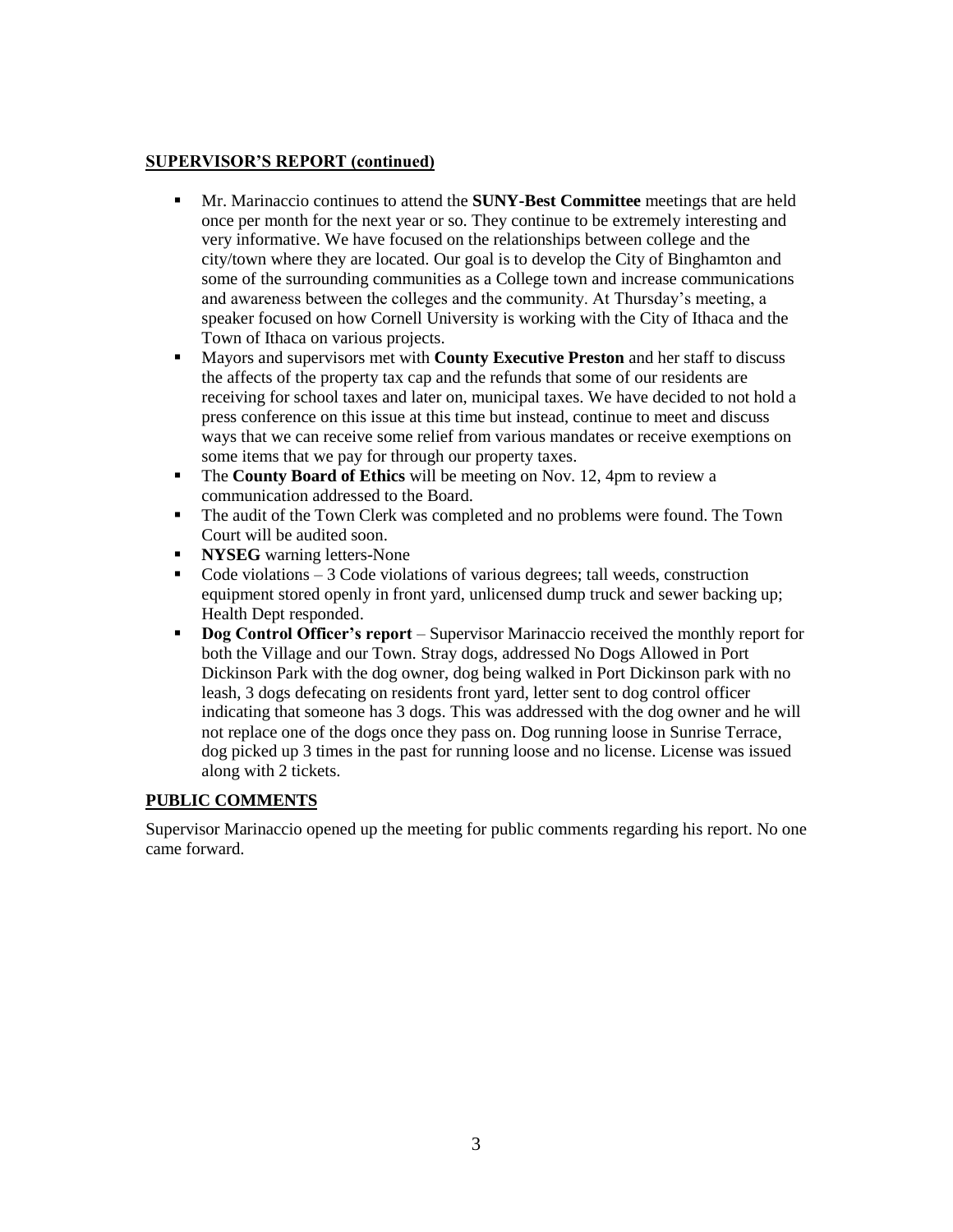**SUPERVISOR'S REPORT (continued)**

- Mr. Marinaccio continues to attend the **SUNY-Best Committee** meetings that are held once per month for the next year or so. They continue to be extremely interesting and very informative. We have focused on the relationships between college and the city/town where they are located. Our goal is to develop the City of Binghamton and some of the surrounding communities as a College town and increase communications and awareness between the colleges and the community. At Thursday's meeting, a speaker focused on how Cornell University is working with the City of Ithaca and the Town of Ithaca on various projects.
- Mayors and supervisors met with **County Executive Preston** and her staff to discuss the affects of the property tax cap and the refunds that some of our residents are receiving for school taxes and later on, municipal taxes. We have decided to not hold a press conference on this issue at this time but instead, continue to meet and discuss ways that we can receive some relief from various mandates or receive exemptions on some items that we pay for through our property taxes.
- The **County Board of Ethics** will be meeting on Nov. 12, 4pm to review a communication addressed to the Board.
- The audit of the Town Clerk was completed and no problems were found. The Town Court will be audited soon.
- **NYSEG** warning letters-None
- Code violations – 3 Code violations of various degrees; tall weeds, construction equipment stored openly in front yard, unlicensed dump truck and sewer backing up; Health Dept responded.
- **Dog Control Officer's report** – Supervisor Marinaccio received the monthly report for both the Village and our Town. Stray dogs, addressed No Dogs Allowed in Port Dickinson Park with the dog owner, dog being walked in Port Dickinson park with no leash, 3 dogs defecating on residents front yard, letter sent to dog control officer indicating that someone has 3 dogs. This was addressed with the dog owner and he will not replace one of the dogs once they pass on. Dog running loose in Sunrise Terrace, dog picked up 3 times in the past for running loose and no license. License was issued along with 2 tickets.

**PUBLIC COMMENTS**

Supervisor Marinaccio opened up the meeting for public comments regarding his report. No one came forward.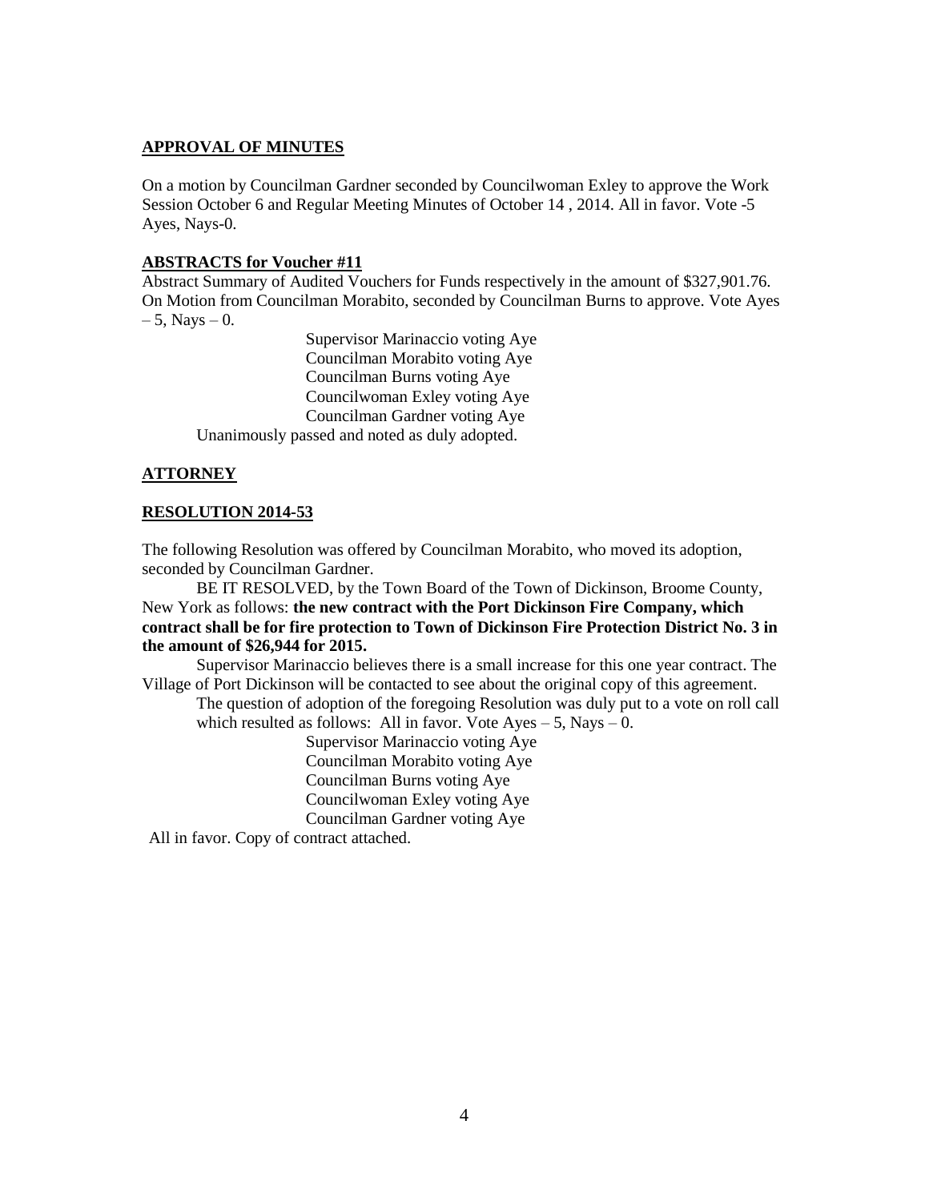## APPROVAL OF MINUTES

On a motion by Councilman Gardner seconded by Councilwoman Exley to approve the Work Session October 6 and Regular Meeting Minutes of October 14 , 2014. All in favor. Vote -5 Ayes, Nays-0.

## ABSTRACTS for Voucher #11

Abstract Summary of Audited Vouchers for Funds respectively in the amount of $327,901.76. On Motion from Councilman Morabito, seconded by Councilman Burns to approve. Vote Ayes – 5, Nays – 0.

Supervisor Marinaccio voting Aye
Councilman Morabito voting Aye
Councilman Burns voting Aye
Councilwoman Exley voting Aye
Councilman Gardner voting Aye

Unanimously passed and noted as duly adopted.

## ATTORNEY

## RESOLUTION 2014-53

The following Resolution was offered by Councilman Morabito, who moved its adoption, seconded by Councilman Gardner.

BE IT RESOLVED, by the Town Board of the Town of Dickinson, Broome County, New York as follows: **the new contract with the Port Dickinson Fire Company, which contract shall be for fire protection to Town of Dickinson Fire Protection District No. 3 in the amount of $26,944 for 2015.**

Supervisor Marinaccio believes there is a small increase for this one year contract. The Village of Port Dickinson will be contacted to see about the original copy of this agreement.

The question of adoption of the foregoing Resolution was duly put to a vote on roll call which resulted as follows: All in favor. Vote Ayes – 5, Nays – 0.

Supervisor Marinaccio voting Aye
Councilman Morabito voting Aye
Councilman Burns voting Aye
Councilwoman Exley voting Aye
Councilman Gardner voting Aye

All in favor. Copy of contract attached.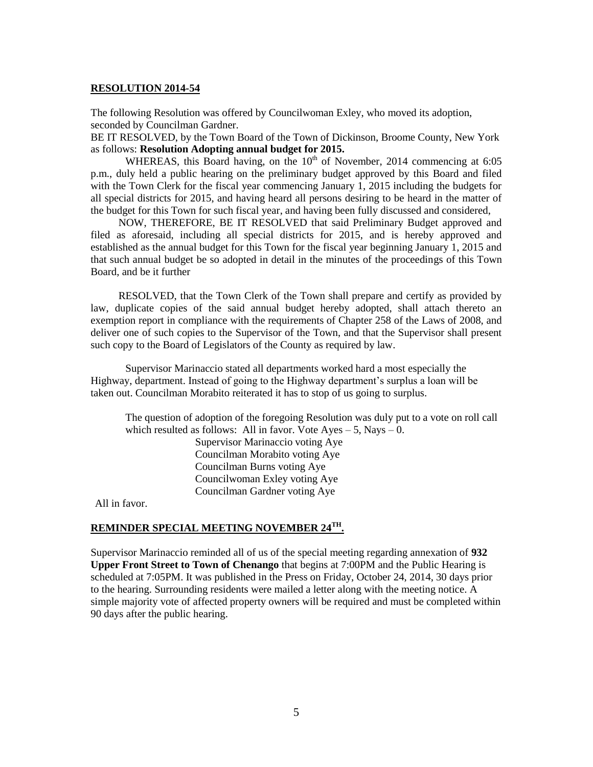**RESOLUTION 2014-54**

The following Resolution was offered by Councilwoman Exley, who moved its adoption, seconded by Councilman Gardner.

BE IT RESOLVED, by the Town Board of the Town of Dickinson, Broome County, New York as follows: **Resolution Adopting annual budget for 2015.**

WHEREAS, this Board having, on the 10th of November, 2014 commencing at 6:05 p.m., duly held a public hearing on the preliminary budget approved by this Board and filed with the Town Clerk for the fiscal year commencing January 1, 2015 including the budgets for all special districts for 2015, and having heard all persons desiring to be heard in the matter of the budget for this Town for such fiscal year, and having been fully discussed and considered,

NOW, THEREFORE, BE IT RESOLVED that said Preliminary Budget approved and filed as aforesaid, including all special districts for 2015, and is hereby approved and established as the annual budget for this Town for the fiscal year beginning January 1, 2015 and that such annual budget be so adopted in detail in the minutes of the proceedings of this Town Board, and be it further

RESOLVED, that the Town Clerk of the Town shall prepare and certify as provided by law, duplicate copies of the said annual budget hereby adopted, shall attach thereto an exemption report in compliance with the requirements of Chapter 258 of the Laws of 2008, and deliver one of such copies to the Supervisor of the Town, and that the Supervisor shall present such copy to the Board of Legislators of the County as required by law.

Supervisor Marinaccio stated all departments worked hard a most especially the Highway, department. Instead of going to the Highway department's surplus a loan will be taken out. Councilman Morabito reiterated it has to stop of us going to surplus.

The question of adoption of the foregoing Resolution was duly put to a vote on roll call which resulted as follows: All in favor. Vote Ayes – 5, Nays – 0.

Supervisor Marinaccio voting Aye
Councilman Morabito voting Aye
Councilman Burns voting Aye
Councilwoman Exley voting Aye
Councilman Gardner voting Aye

All in favor.

**REMINDER SPECIAL MEETING NOVEMBER 24TH.**

Supervisor Marinaccio reminded all of us of the special meeting regarding annexation of **932 Upper Front Street to Town of Chenango** that begins at 7:00PM and the Public Hearing is scheduled at 7:05PM. It was published in the Press on Friday, October 24, 2014, 30 days prior to the hearing. Surrounding residents were mailed a letter along with the meeting notice. A simple majority vote of affected property owners will be required and must be completed within 90 days after the public hearing.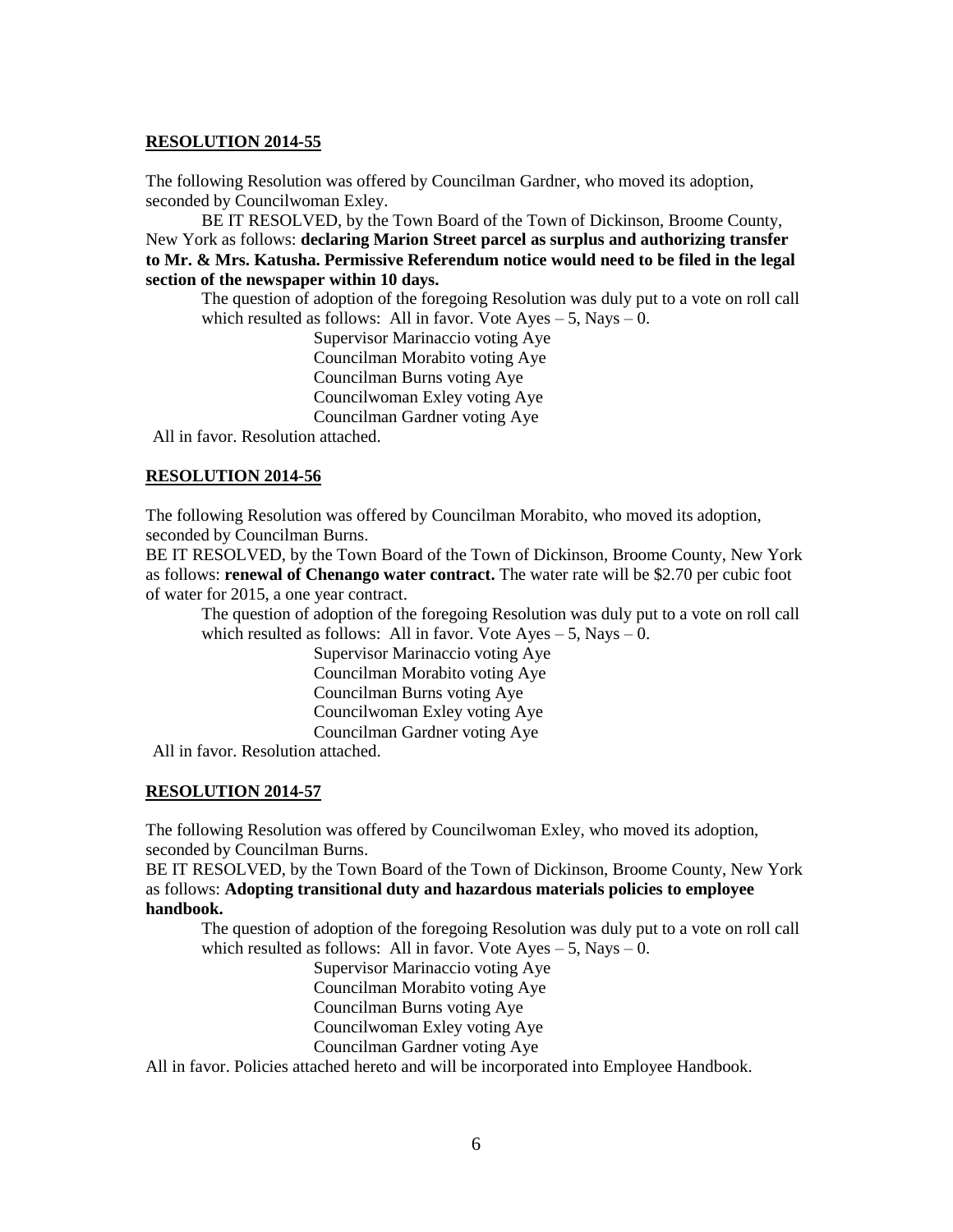**RESOLUTION 2014-55**

The following Resolution was offered by Councilman Gardner, who moved its adoption, seconded by Councilwoman Exley.

BE IT RESOLVED, by the Town Board of the Town of Dickinson, Broome County, New York as follows: **declaring Marion Street parcel as surplus and authorizing transfer to Mr. & Mrs. Katusha. Permissive Referendum notice would need to be filed in the legal section of the newspaper within 10 days.**

The question of adoption of the foregoing Resolution was duly put to a vote on roll call which resulted as follows: All in favor. Vote Ayes – 5, Nays – 0.

Supervisor Marinaccio voting Aye
Councilman Morabito voting Aye
Councilman Burns voting Aye
Councilwoman Exley voting Aye
Councilman Gardner voting Aye

All in favor. Resolution attached.

**RESOLUTION 2014-56**

The following Resolution was offered by Councilman Morabito, who moved its adoption, seconded by Councilman Burns.

BE IT RESOLVED, by the Town Board of the Town of Dickinson, Broome County, New York as follows: **renewal of Chenango water contract.** The water rate will be $2.70 per cubic foot of water for 2015, a one year contract.

The question of adoption of the foregoing Resolution was duly put to a vote on roll call which resulted as follows: All in favor. Vote Ayes – 5, Nays – 0.

Supervisor Marinaccio voting Aye
Councilman Morabito voting Aye
Councilman Burns voting Aye
Councilwoman Exley voting Aye
Councilman Gardner voting Aye

All in favor. Resolution attached.

**RESOLUTION 2014-57**

The following Resolution was offered by Councilwoman Exley, who moved its adoption, seconded by Councilman Burns.

BE IT RESOLVED, by the Town Board of the Town of Dickinson, Broome County, New York as follows: **Adopting transitional duty and hazardous materials policies to employee handbook.**

The question of adoption of the foregoing Resolution was duly put to a vote on roll call which resulted as follows: All in favor. Vote Ayes – 5, Nays – 0.

Supervisor Marinaccio voting Aye
Councilman Morabito voting Aye
Councilman Burns voting Aye
Councilwoman Exley voting Aye
Councilman Gardner voting Aye

All in favor. Policies attached hereto and will be incorporated into Employee Handbook.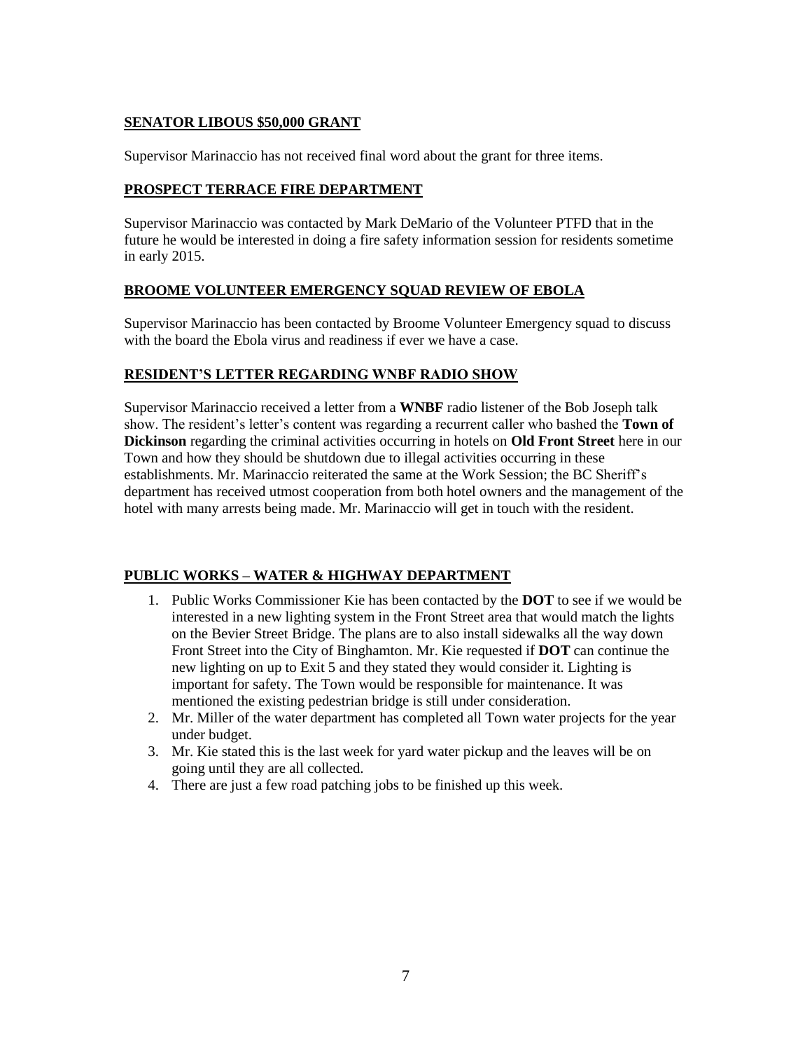**SENATOR LIBOUS $50,000 GRANT**

Supervisor Marinaccio has not received final word about the grant for three items.

**PROSPECT TERRACE FIRE DEPARTMENT**

Supervisor Marinaccio was contacted by Mark DeMario of the Volunteer PTFD that in the future he would be interested in doing a fire safety information session for residents sometime in early 2015.

**BROOME VOLUNTEER EMERGENCY SQUAD REVIEW OF EBOLA**

Supervisor Marinaccio has been contacted by Broome Volunteer Emergency squad to discuss with the board the Ebola virus and readiness if ever we have a case.

**RESIDENT'S LETTER REGARDING WNBF RADIO SHOW**

Supervisor Marinaccio received a letter from a **WNBF** radio listener of the Bob Joseph talk show. The resident's letter's content was regarding a recurrent caller who bashed the **Town of Dickinson** regarding the criminal activities occurring in hotels on **Old Front Street** here in our Town and how they should be shutdown due to illegal activities occurring in these establishments. Mr. Marinaccio reiterated the same at the Work Session; the BC Sheriff's department has received utmost cooperation from both hotel owners and the management of the hotel with many arrests being made. Mr. Marinaccio will get in touch with the resident.

**PUBLIC WORKS – WATER & HIGHWAY DEPARTMENT**

1. Public Works Commissioner Kie has been contacted by the **DOT** to see if we would be interested in a new lighting system in the Front Street area that would match the lights on the Bevier Street Bridge. The plans are to also install sidewalks all the way down Front Street into the City of Binghamton. Mr. Kie requested if **DOT** can continue the new lighting on up to Exit 5 and they stated they would consider it. Lighting is important for safety. The Town would be responsible for maintenance. It was mentioned the existing pedestrian bridge is still under consideration.
2. Mr. Miller of the water department has completed all Town water projects for the year under budget.
3. Mr. Kie stated this is the last week for yard water pickup and the leaves will be on going until they are all collected.
4. There are just a few road patching jobs to be finished up this week.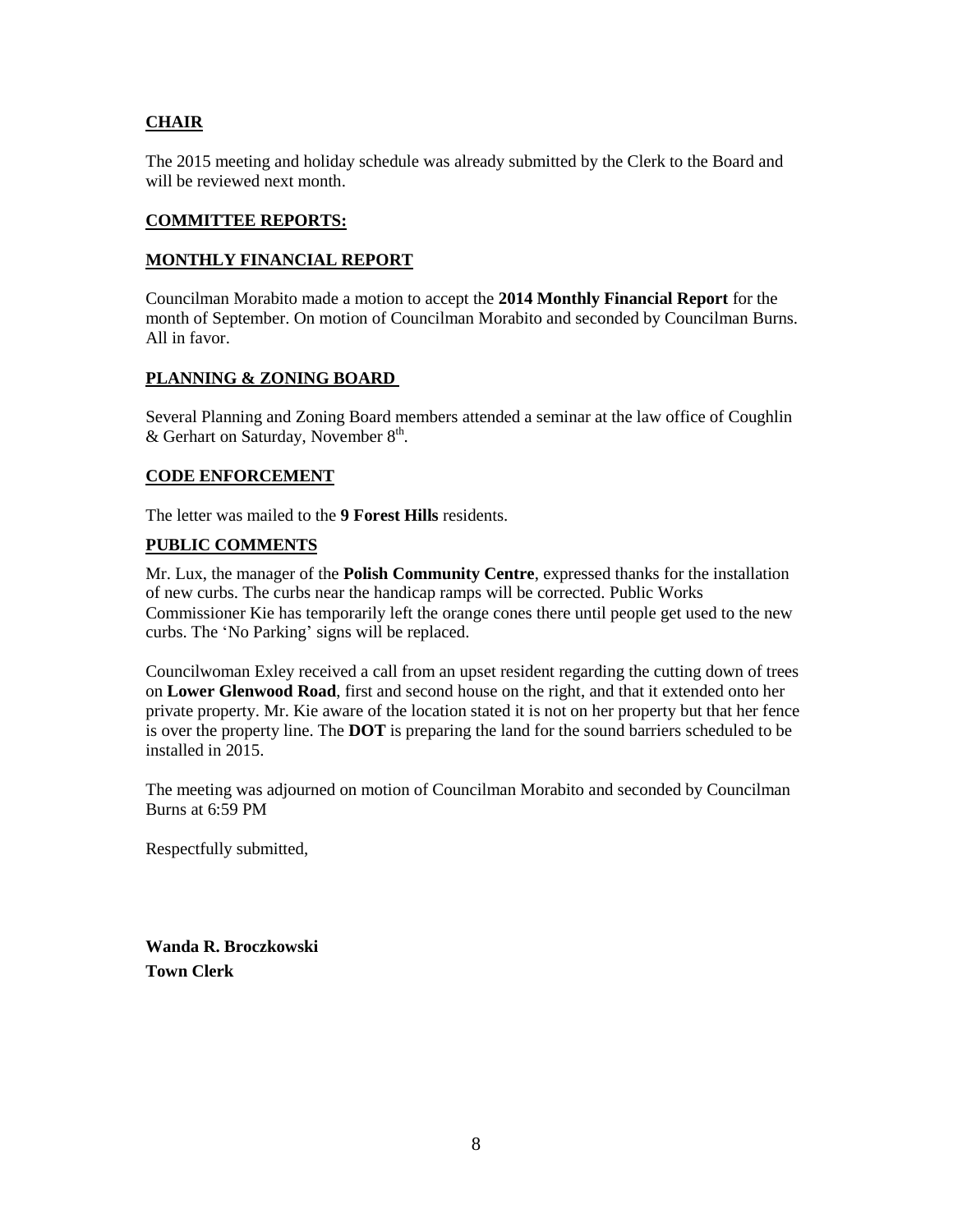**CHAIR**

The 2015 meeting and holiday schedule was already submitted by the Clerk to the Board and will be reviewed next month.

**COMMITTEE REPORTS:**

**MONTHLY FINANCIAL REPORT**

Councilman Morabito made a motion to accept the **2014 Monthly Financial Report** for the month of September. On motion of Councilman Morabito and seconded by Councilman Burns. All in favor.

**PLANNING & ZONING BOARD**

Several Planning and Zoning Board members attended a seminar at the law office of Coughlin & Gerhart on Saturday, November 8th.

**CODE ENFORCEMENT**

The letter was mailed to the **9 Forest Hills** residents.

**PUBLIC COMMENTS**

Mr. Lux, the manager of the **Polish Community Centre**, expressed thanks for the installation of new curbs. The curbs near the handicap ramps will be corrected. Public Works Commissioner Kie has temporarily left the orange cones there until people get used to the new curbs. The 'No Parking' signs will be replaced.

Councilwoman Exley received a call from an upset resident regarding the cutting down of trees on **Lower Glenwood Road**, first and second house on the right, and that it extended onto her private property. Mr. Kie aware of the location stated it is not on her property but that her fence is over the property line. The **DOT** is preparing the land for the sound barriers scheduled to be installed in 2015.

The meeting was adjourned on motion of Councilman Morabito and seconded by Councilman Burns at 6:59 PM

Respectfully submitted,

**Wanda R. Broczkowski**
**Town Clerk**